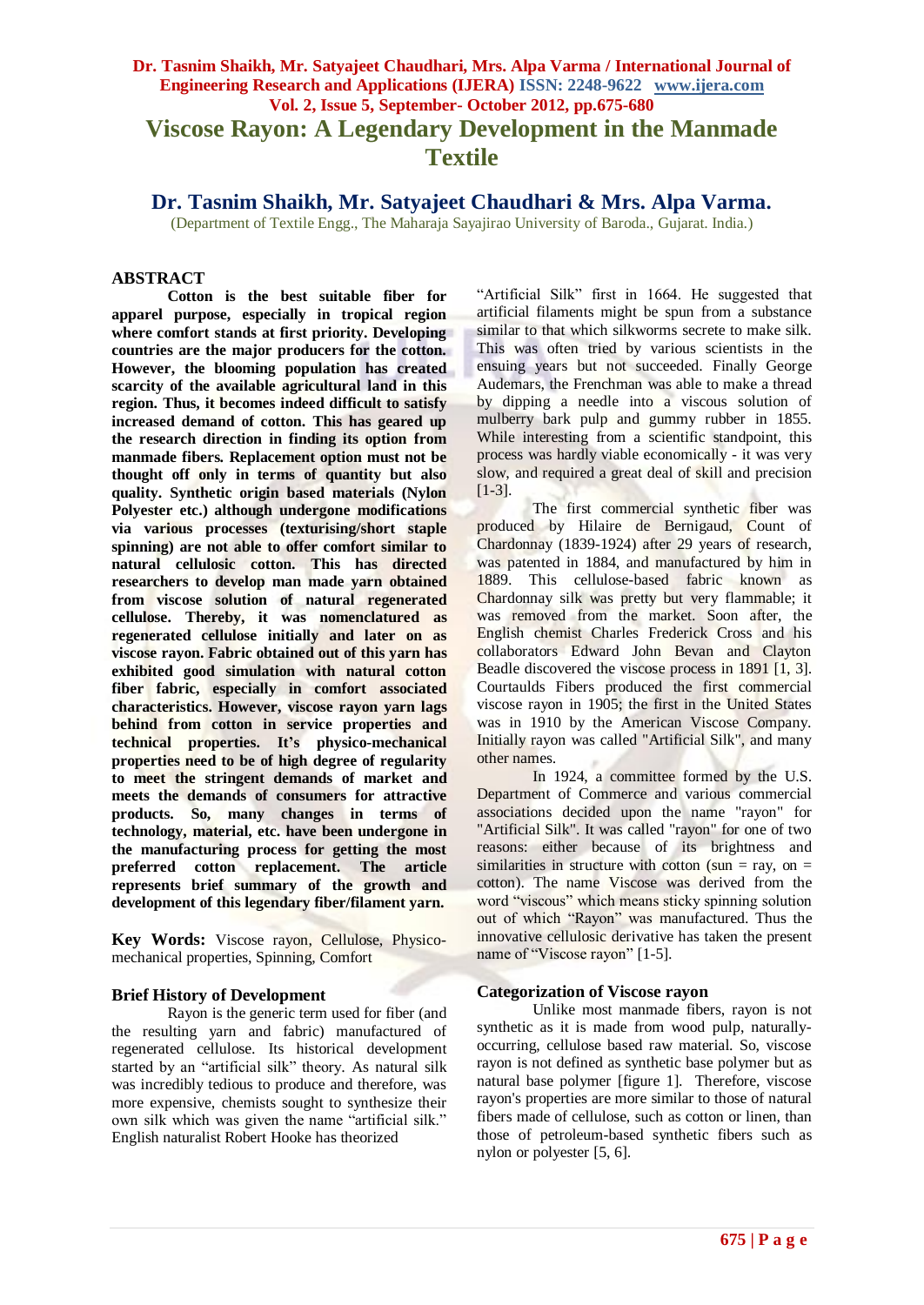# Viscose Rayon: A Legendary Development in the Manmade Textile

## Dr. Tasnim Shaikh, Mr. Satyajeet Chaudhari & Mrs. Alpa Varma.

(Department of Textile Engg., The Maharaja Sayajirao University of Baroda., Gujarat. India.)

### ABSTRACT

**Cotton is the best suitable fiber for apparel purpose, especially in tropical region where comfort stands at first priority. Developing countries are the major producers for the cotton. However, the blooming population has created scarcity of the available agricultural land in this region. Thus, it becomes indeed difficult to satisfy increased demand of cotton. This has geared up the research direction in finding its option from manmade fibers. Replacement option must not be thought off only in terms of quantity but also quality. Synthetic origin based materials (Nylon Polyester etc.) although undergone modifications via various processes (texturising/short staple spinning) are not able to offer comfort similar to natural cellulosic cotton. This has directed researchers to develop man made yarn obtained from viscose solution of natural regenerated cellulose. Thereby, it was nomenclatured as regenerated cellulose initially and later on as viscose rayon. Fabric obtained out of this yarn has exhibited good simulation with natural cotton fiber fabric, especially in comfort associated characteristics. However, viscose rayon yarn lags behind from cotton in service properties and technical properties. It's physico-mechanical properties need to be of high degree of regularity to meet the stringent demands of market and meets the demands of consumers for attractive products. So, many changes in terms of technology, material, etc. have been undergone in the manufacturing process for getting the most preferred cotton replacement. The article represents brief summary of the growth and development of this legendary fiber/filament yarn.**

**Key Words:** Viscose rayon, Cellulose, Physico-mechanical properties, Spinning, Comfort

### Brief History of Development

Rayon is the generic term used for fiber (and the resulting yarn and fabric) manufactured of regenerated cellulose. Its historical development started by an "artificial silk" theory. As natural silk was incredibly tedious to produce and therefore, was more expensive, chemists sought to synthesize their own silk which was given the name "artificial silk." English naturalist Robert Hooke has theorized "Artificial Silk" first in 1664. He suggested that artificial filaments might be spun from a substance similar to that which silkworms secrete to make silk. This was often tried by various scientists in the ensuing years but not succeeded. Finally George Audemars, the Frenchman was able to make a thread by dipping a needle into a viscous solution of mulberry bark pulp and gummy rubber in 1855. While interesting from a scientific standpoint, this process was hardly viable economically - it was very slow, and required a great deal of skill and precision [1-3].

The first commercial synthetic fiber was produced by Hilaire de Bernigaud, Count of Chardonnay (1839-1924) after 29 years of research, was patented in 1884, and manufactured by him in 1889. This cellulose-based fabric known as Chardonnay silk was pretty but very flammable; it was removed from the market. Soon after, the English chemist Charles Frederick Cross and his collaborators Edward John Bevan and Clayton Beadle discovered the viscose process in 1891 [1, 3]. Courtaulds Fibers produced the first commercial viscose rayon in 1905; the first in the United States was in 1910 by the American Viscose Company. Initially rayon was called "Artificial Silk", and many other names.

In 1924, a committee formed by the U.S. Department of Commerce and various commercial associations decided upon the name "rayon" for "Artificial Silk". It was called "rayon" for one of two reasons: either because of its brightness and similarities in structure with cotton (sun = ray, on = cotton). The name Viscose was derived from the word "viscous" which means sticky spinning solution out of which "Rayon" was manufactured. Thus the innovative cellulosic derivative has taken the present name of "Viscose rayon" [1-5].

### Categorization of Viscose rayon

Unlike most manmade fibers, rayon is not synthetic as it is made from wood pulp, naturally-occurring, cellulose based raw material. So, viscose rayon is not defined as synthetic base polymer but as natural base polymer [figure 1]. Therefore, viscose rayon's properties are more similar to those of natural fibers made of cellulose, such as cotton or linen, than those of petroleum-based synthetic fibers such as nylon or polyester [5, 6].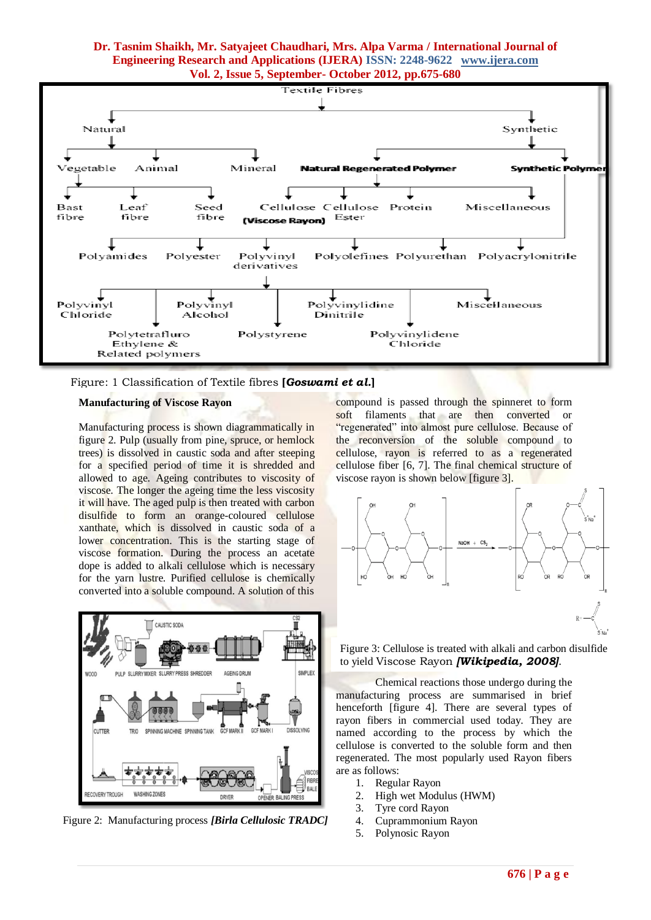Figure: 1 Classification of Textile fibres **[*Goswami et al.*]**

**Manufacturing of Viscose Rayon**

Manufacturing process is shown diagrammatically in figure 2. Pulp (usually from pine, spruce, or hemlock trees) is dissolved in caustic soda and after steeping for a specified period of time it is shredded and allowed to age. Ageing contributes to viscosity of viscose. The longer the ageing time the less viscosity it will have. The aged pulp is then treated with carbon disulfide to form an orange-coloured cellulose xanthate, which is dissolved in caustic soda of a lower concentration. This is the starting stage of viscose formation. During the process an acetate dope is added to alkali cellulose which is necessary for the yarn lustre. Purified cellulose is chemically converted into a soluble compound. A solution of this compound is passed through the spinneret to form soft filaments that are then converted or "regenerated" into almost pure cellulose. Because of the reconversion of the soluble compound to cellulose, rayon is referred to as a regenerated cellulose fiber [6, 7]. The final chemical structure of viscose rayon is shown below [figure 3].

Figure 2: Manufacturing process *[Birla Cellulosic TRADC]*

Figure 3: Cellulose is treated with alkali and carbon disulfide to yield Viscose Rayon ***[Wikipedia, 2008]***.

Chemical reactions those undergo during the manufacturing process are summarised in brief henceforth [figure 4]. There are several types of rayon fibers in commercial used today. They are named according to the process by which the cellulose is converted to the soluble form and then regenerated. The most popularly used Rayon fibers are as follows:

1. Regular Rayon
2. High wet Modulus (HWM)
3. Tyre cord Rayon
4. Cuprammonium Rayon
5. Polynosic Rayon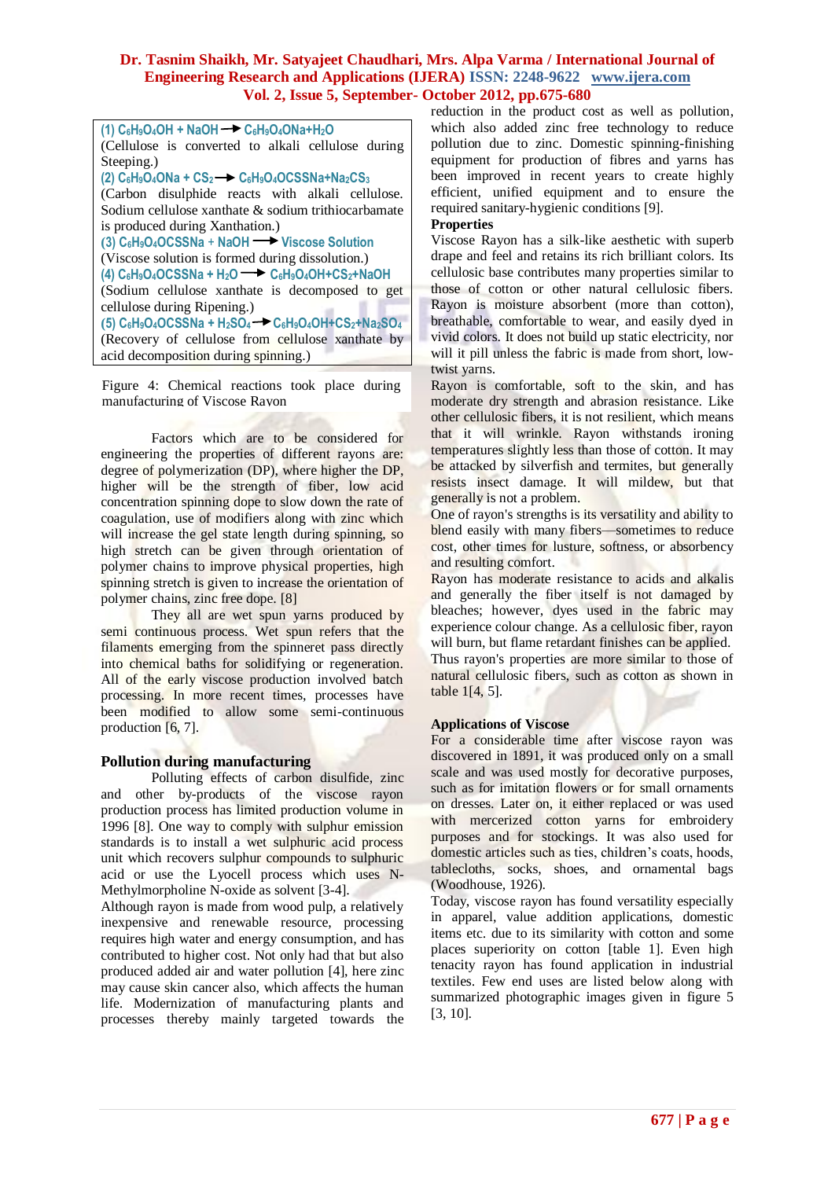(1) $C_6H_9O_4OH + NaOH \rightarrow C_6H_9O_4ONa + H_2O$

(Cellulose is converted to alkali cellulose during Steeping.)

(2) $C_6H_9O_4ONa + CS_2 \rightarrow C_6H_9O_4OCSSNa + Na_2CS_3$

(Carbon disulphide reacts with alkali cellulose. Sodium cellulose xanthate & sodium trithiocarbamate is produced during Xanthation.)

(3) $C_6H_9O_4OCSSNa + NaOH \rightarrow$ Viscose Solution

(Viscose solution is formed during dissolution.)

(4) $C_6H_9O_4OCSSNa + H_2O \rightarrow C_6H_9O_4OH + CS_2 + NaOH$

(Sodium cellulose xanthate is decomposed to get cellulose during Ripening.)

(5) $C_6H_9O_4OCSSNa + H_2SO_4 \rightarrow C_6H_9O_4OH + CS_2 + Na_2SO_4$

(Recovery of cellulose from cellulose xanthate by acid decomposition during spinning.)

Figure 4: Chemical reactions took place during manufacturing of Viscose Rayon

Factors which are to be considered for engineering the properties of different rayons are: degree of polymerization (DP), where higher the DP, higher will be the strength of fiber, low acid concentration spinning dope to slow down the rate of coagulation, use of modifiers along with zinc which will increase the gel state length during spinning, so high stretch can be given through orientation of polymer chains to improve physical properties, high spinning stretch is given to increase the orientation of polymer chains, zinc free dope. [8]

They all are wet spun yarns produced by semi continuous process. Wet spun refers that the filaments emerging from the spinneret pass directly into chemical baths for solidifying or regeneration. All of the early viscose production involved batch processing. In more recent times, processes have been modified to allow some semi-continuous production [6, 7].

## Pollution during manufacturing

Polluting effects of carbon disulfide, zinc and other by-products of the viscose rayon production process has limited production volume in 1996 [8]. One way to comply with sulphur emission standards is to install a wet sulphuric acid process unit which recovers sulphur compounds to sulphuric acid or use the Lyocell process which uses N-Methylmorpholine N-oxide as solvent [3-4].

Although rayon is made from wood pulp, a relatively inexpensive and renewable resource, processing requires high water and energy consumption, and has contributed to higher cost. Not only had that but also produced added air and water pollution [4], here zinc may cause skin cancer also, which affects the human life. Modernization of manufacturing plants and processes thereby mainly targeted towards the reduction in the product cost as well as pollution, which also added zinc free technology to reduce pollution due to zinc. Domestic spinning-finishing equipment for production of fibres and yarns has been improved in recent years to create highly efficient, unified equipment and to ensure the required sanitary-hygienic conditions [9].

**Properties**

Viscose Rayon has a silk-like aesthetic with superb drape and feel and retains its rich brilliant colors. Its cellulosic base contributes many properties similar to those of cotton or other natural cellulosic fibers. Rayon is moisture absorbent (more than cotton), breathable, comfortable to wear, and easily dyed in vivid colors. It does not build up static electricity, nor will it pill unless the fabric is made from short, low-twist yarns.

Rayon is comfortable, soft to the skin, and has moderate dry strength and abrasion resistance. Like other cellulosic fibers, it is not resilient, which means that it will wrinkle. Rayon withstands ironing temperatures slightly less than those of cotton. It may be attacked by silverfish and termites, but generally resists insect damage. It will mildew, but that generally is not a problem.

One of rayon's strengths is its versatility and ability to blend easily with many fibers—sometimes to reduce cost, other times for lusture, softness, or absorbency and resulting comfort.

Rayon has moderate resistance to acids and alkalis and generally the fiber itself is not damaged by bleaches; however, dyes used in the fabric may experience colour change. As a cellulosic fiber, rayon will burn, but flame retardant finishes can be applied. Thus rayon's properties are more similar to those of natural cellulosic fibers, such as cotton as shown in table 1[4, 5].

**Applications of Viscose**

For a considerable time after viscose rayon was discovered in 1891, it was produced only on a small scale and was used mostly for decorative purposes, such as for imitation flowers or for small ornaments on dresses. Later on, it either replaced or was used with mercerized cotton yarns for embroidery purposes and for stockings. It was also used for domestic articles such as ties, children's coats, hoods, tablecloths, socks, shoes, and ornamental bags (Woodhouse, 1926).

Today, viscose rayon has found versatility especially in apparel, value addition applications, domestic items etc. due to its similarity with cotton and some places superiority on cotton [table 1]. Even high tenacity rayon has found application in industrial textiles. Few end uses are listed below along with summarized photographic images given in figure 5 [3, 10].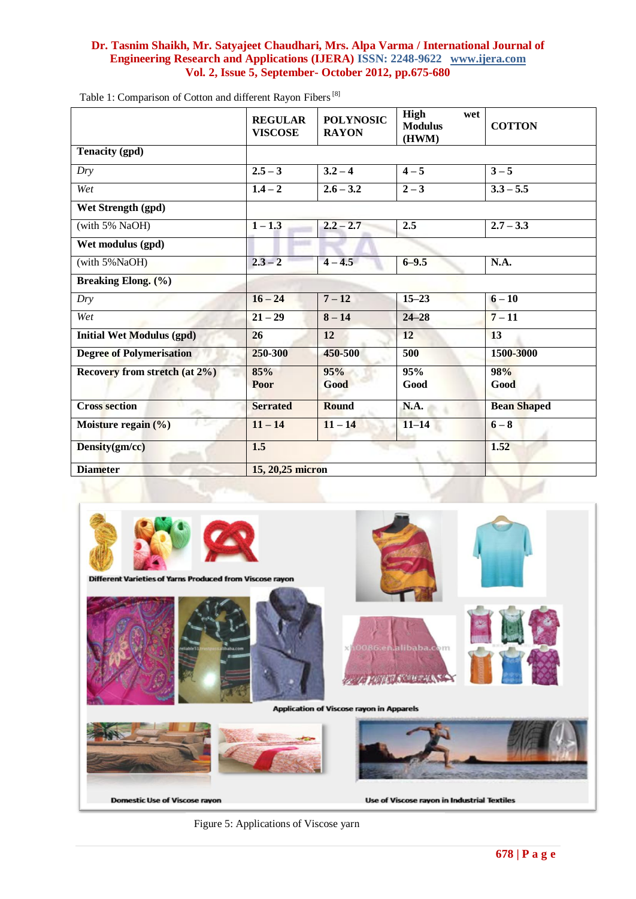Table 1: Comparison of Cotton and different Rayon Fibers [8]

| | REGULAR VISCOSE | POLYNOSIC RAYON | High wet Modulus (HWM) | COTTON |
|---|---|---|---|---|
| **Tenacity (gpd)** | | | | |
| *Dry* | 2.5 – 3 | 3.2 – 4 | 4 – 5 | 3 – 5 |
| *Wet* | 1.4 – 2 | 2.6 – 3.2 | 2 – 3 | 3.3 – 5.5 |
| **Wet Strength (gpd)** | | | | |
| (with 5% NaOH) | 1 – 1.3 | 2.2 – 2.7 | 2.5 | 2.7 – 3.3 |
| **Wet modulus (gpd)** | | | | |
| (with 5%NaOH) | 2.3 – 2 | 4 – 4.5 | 6–9.5 | N.A. |
| **Breaking Elong. (%)** | | | | |
| *Dry* | 16 – 24 | 7 – 12 | 15–23 | 6 – 10 |
| *Wet* | 21 – 29 | 8 – 14 | 24–28 | 7 – 11 |
| **Initial Wet Modulus (gpd)** | 26 | 12 | 12 | 13 |
| **Degree of Polymerisation** | 250-300 | 450-500 | 500 | 1500-3000 |
| **Recovery from stretch (at 2%)** | 85% Poor | 95% Good | 95% Good | 98% Good |
| **Cross section** | Serrated | Round | N.A. | Bean Shaped |
| **Moisture regain (%)** | 11 – 14 | 11 – 14 | 11–14 | 6 – 8 |
| **Density(gm/cc)** | 1.5 | | | 1.52 |
| **Diameter** | 15, 20,25 micron | | | |

Figure 5: Applications of Viscose yarn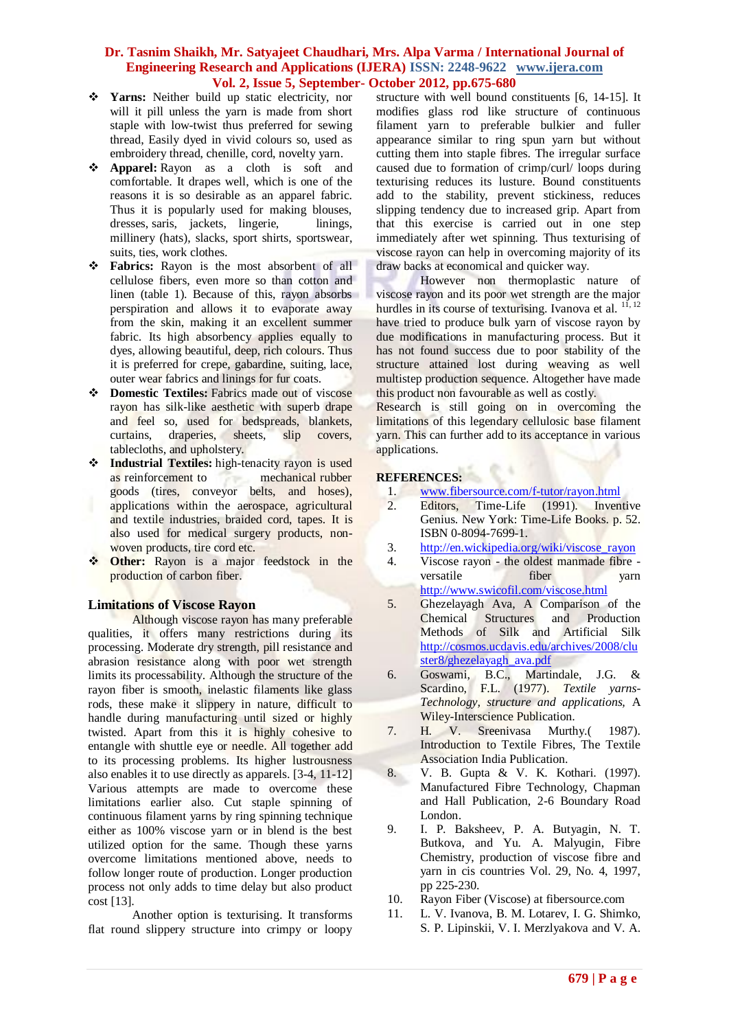- **Yarns:** Neither build up static electricity, nor will it pill unless the yarn is made from short staple with low-twist thus preferred for sewing thread, Easily dyed in vivid colours so, used as embroidery thread, chenille, cord, novelty yarn.
- **Apparel:** Rayon as a cloth is soft and comfortable. It drapes well, which is one of the reasons it is so desirable as an apparel fabric. Thus it is popularly used for making blouses, dresses, saris, jackets, lingerie, linings, millinery (hats), slacks, sport shirts, sportswear, suits, ties, work clothes.
- **Fabrics:** Rayon is the most absorbent of all cellulose fibers, even more so than cotton and linen (table 1). Because of this, rayon absorbs perspiration and allows it to evaporate away from the skin, making it an excellent summer fabric. Its high absorbency applies equally to dyes, allowing beautiful, deep, rich colours. Thus it is preferred for crepe, gabardine, suiting, lace, outer wear fabrics and linings for fur coats.
- **Domestic Textiles:** Fabrics made out of viscose rayon has silk-like aesthetic with superb drape and feel so, used for bedspreads, blankets, curtains, draperies, sheets, slip covers, tablecloths, and upholstery.
- **Industrial Textiles:** high-tenacity rayon is used as reinforcement to mechanical rubber goods (tires, conveyor belts, and hoses), applications within the aerospace, agricultural and textile industries, braided cord, tapes. It is also used for medical surgery products, non-woven products, tire cord etc.
- **Other:** Rayon is a major feedstock in the production of carbon fiber.

## Limitations of Viscose Rayon

Although viscose rayon has many preferable qualities, it offers many restrictions during its processing. Moderate dry strength, pill resistance and abrasion resistance along with poor wet strength limits its processability. Although the structure of the rayon fiber is smooth, inelastic filaments like glass rods, these make it slippery in nature, difficult to handle during manufacturing until sized or highly twisted. Apart from this it is highly cohesive to entangle with shuttle eye or needle. All together add to its processing problems. Its higher lustrousness also enables it to use directly as apparels. [3-4, 11-12] Various attempts are made to overcome these limitations earlier also. Cut staple spinning of continuous filament yarns by ring spinning technique either as 100% viscose yarn or in blend is the best utilized option for the same. Though these yarns overcome limitations mentioned above, needs to follow longer route of production. Longer production process not only adds to time delay but also product cost [13].

Another option is texturising. It transforms flat round slippery structure into crimpy or loopy structure with well bound constituents [6, 14-15]. It modifies glass rod like structure of continuous filament yarn to preferable bulkier and fuller appearance similar to ring spun yarn but without cutting them into staple fibres. The irregular surface caused due to formation of crimp/curl/ loops during texturising reduces its lusture. Bound constituents add to the stability, prevent stickiness, reduces slipping tendency due to increased grip. Apart from that this exercise is carried out in one step immediately after wet spinning. Thus texturising of viscose rayon can help in overcoming majority of its draw backs at economical and quicker way.

However non thermoplastic nature of viscose rayon and its poor wet strength are the major hurdles in its course of texturising. Ivanova et al. [11, 12] have tried to produce bulk yarn of viscose rayon by due modifications in manufacturing process. But it has not found success due to poor stability of the structure attained lost during weaving as well multistep production sequence. Altogether have made this product non favourable as well as costly.

Research is still going on in overcoming the limitations of this legendary cellulosic base filament yarn. This can further add to its acceptance in various applications.

## REFERENCES:

1. www.fibersource.com/f-tutor/rayon.html
2. Editors, Time-Life (1991). Inventive Genius. New York: Time-Life Books. p. 52. ISBN 0-8094-7699-1.
3. http://en.wikipedia.org/wiki/viscose_rayon
4. Viscose rayon - the oldest manmade fibre - versatile fiber yarn http://www.swicofil.com/viscose.html
5. Ghezelayagh Ava, A Comparison of the Chemical Structures and Production Methods of Silk and Artificial Silk http://cosmos.ucdavis.edu/archives/2008/cluster8/ghezelayagh_ava.pdf
6. Goswami, B.C., Martindale, J.G. & Scardino, F.L. (1977). *Textile yarns-Technology, structure and applications,* A Wiley-Interscience Publication.
7. H. V. Sreenivasa Murthy.( 1987). Introduction to Textile Fibres, The Textile Association India Publication.
8. V. B. Gupta & V. K. Kothari. (1997). Manufactured Fibre Technology, Chapman and Hall Publication, 2-6 Boundary Road London.
9. I. P. Baksheev, P. A. Butyagin, N. T. Butkova, and Yu. A. Malyugin, Fibre Chemistry, production of viscose fibre and yarn in cis countries Vol. 29, No. 4, 1997, pp 225-230.
10. Rayon Fiber (Viscose) at fibersource.com
11. L. V. Ivanova, B. M. Lotarev, I. G. Shimko, S. P. Lipinskii, V. I. Merzlyakova and V. A.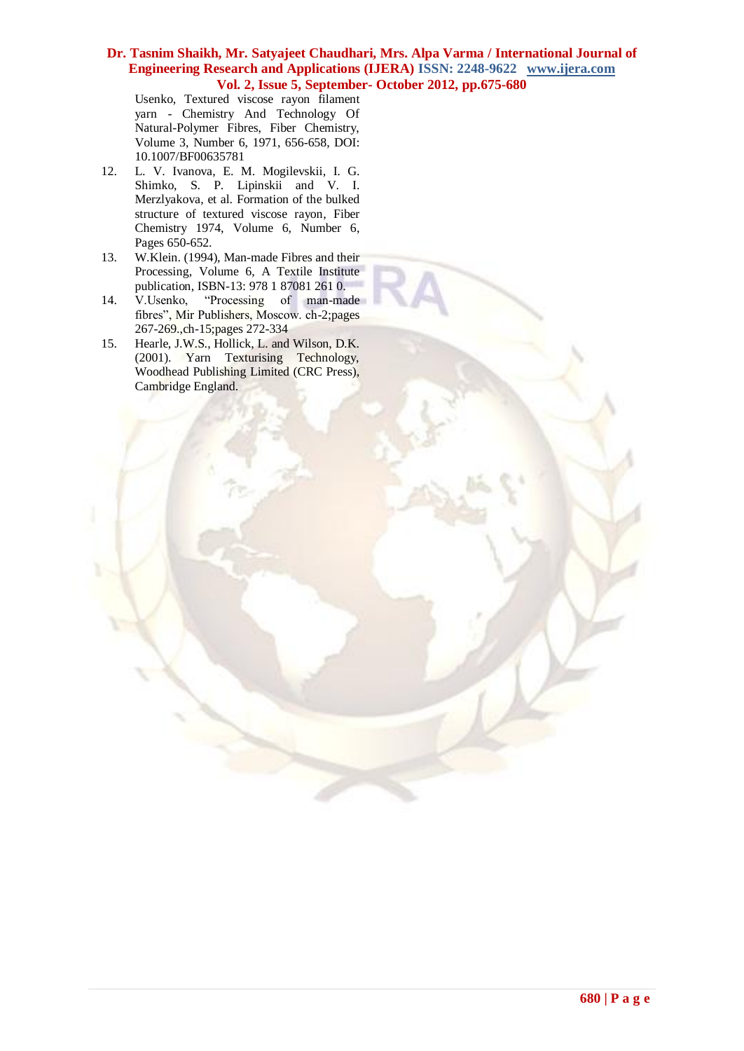Usenko, Textured viscose rayon filament yarn - Chemistry And Technology Of Natural-Polymer Fibres, Fiber Chemistry, Volume 3, Number 6, 1971, 656-658, DOI: 10.1007/BF00635781

12. L. V. Ivanova, E. M. Mogilevskii, I. G. Shimko, S. P. Lipinskii and V. I. Merzlyakova, et al. Formation of the bulked structure of textured viscose rayon, Fiber Chemistry 1974, Volume 6, Number 6, Pages 650-652.
13. W.Klein. (1994), Man-made Fibres and their Processing, Volume 6, A Textile Institute publication, ISBN-13: 978 1 87081 261 0.
14. V.Usenko, "Processing of man-made fibres", Mir Publishers, Moscow. ch-2;pages 267-269.,ch-15;pages 272-334
15. Hearle, J.W.S., Hollick, L. and Wilson, D.K. (2001). Yarn Texturising Technology, Woodhead Publishing Limited (CRC Press), Cambridge England.